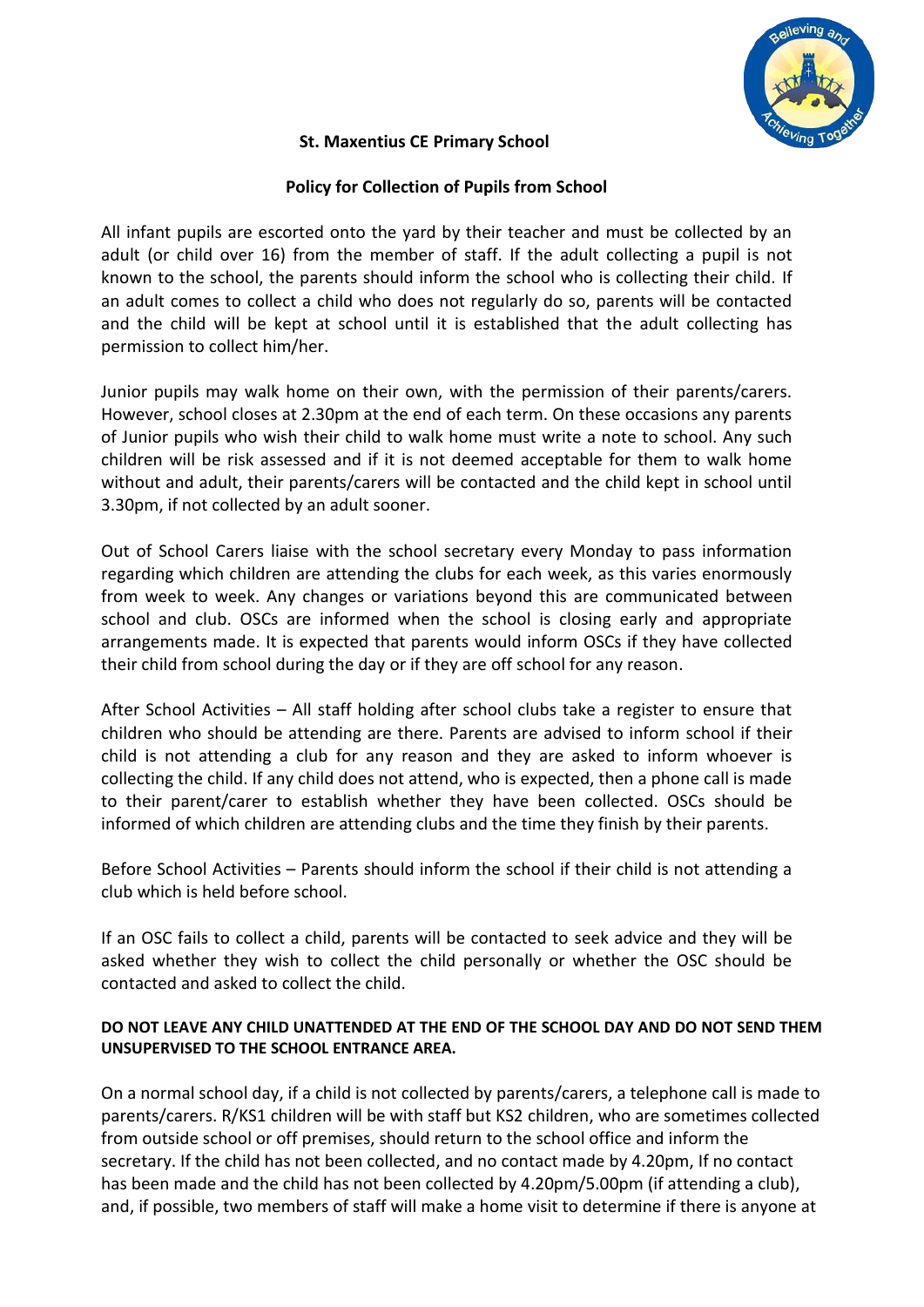**St. Maxentius CE Primary School**

**Policy for Collection of Pupils from School**

All infant pupils are escorted onto the yard by their teacher and must be collected by an adult (or child over 16) from the member of staff. If the adult collecting a pupil is not known to the school, the parents should inform the school who is collecting their child. If an adult comes to collect a child who does not regularly do so, parents will be contacted and the child will be kept at school until it is established that the adult collecting has permission to collect him/her.

Junior pupils may walk home on their own, with the permission of their parents/carers. However, school closes at 2.30pm at the end of each term. On these occasions any parents of Junior pupils who wish their child to walk home must write a note to school. Any such children will be risk assessed and if it is not deemed acceptable for them to walk home without and adult, their parents/carers will be contacted and the child kept in school until 3.30pm, if not collected by an adult sooner.

Out of School Carers liaise with the school secretary every Monday to pass information regarding which children are attending the clubs for each week, as this varies enormously from week to week. Any changes or variations beyond this are communicated between school and club. OSCs are informed when the school is closing early and appropriate arrangements made. It is expected that parents would inform OSCs if they have collected their child from school during the day or if they are off school for any reason.

After School Activities – All staff holding after school clubs take a register to ensure that children who should be attending are there. Parents are advised to inform school if their child is not attending a club for any reason and they are asked to inform whoever is collecting the child. If any child does not attend, who is expected, then a phone call is made to their parent/carer to establish whether they have been collected. OSCs should be informed of which children are attending clubs and the time they finish by their parents.

Before School Activities – Parents should inform the school if their child is not attending a club which is held before school.

If an OSC fails to collect a child, parents will be contacted to seek advice and they will be asked whether they wish to collect the child personally or whether the OSC should be contacted and asked to collect the child.

**DO NOT LEAVE ANY CHILD UNATTENDED AT THE END OF THE SCHOOL DAY AND DO NOT SEND THEM UNSUPERVISED TO THE SCHOOL ENTRANCE AREA.**

On a normal school day, if a child is not collected by parents/carers, a telephone call is made to parents/carers. R/KS1 children will be with staff but KS2 children, who are sometimes collected from outside school or off premises, should return to the school office and inform the secretary. If the child has not been collected, and no contact made by 4.20pm, If no contact has been made and the child has not been collected by 4.20pm/5.00pm (if attending a club), and, if possible, two members of staff will make a home visit to determine if there is anyone at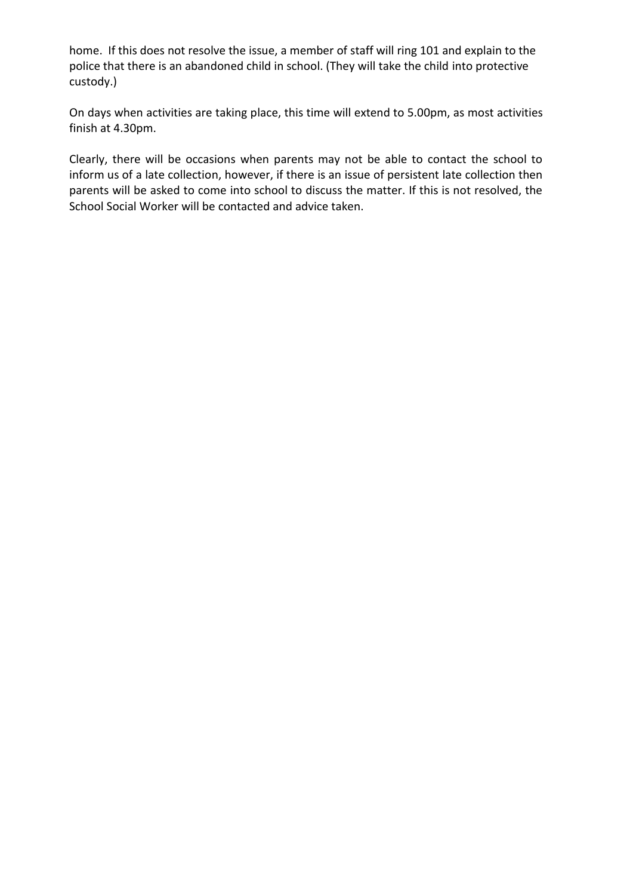home. If this does not resolve the issue, a member of staff will ring 101 and explain to the police that there is an abandoned child in school. (They will take the child into protective custody.)

On days when activities are taking place, this time will extend to 5.00pm, as most activities finish at 4.30pm.

Clearly, there will be occasions when parents may not be able to contact the school to inform us of a late collection, however, if there is an issue of persistent late collection then parents will be asked to come into school to discuss the matter. If this is not resolved, the School Social Worker will be contacted and advice taken.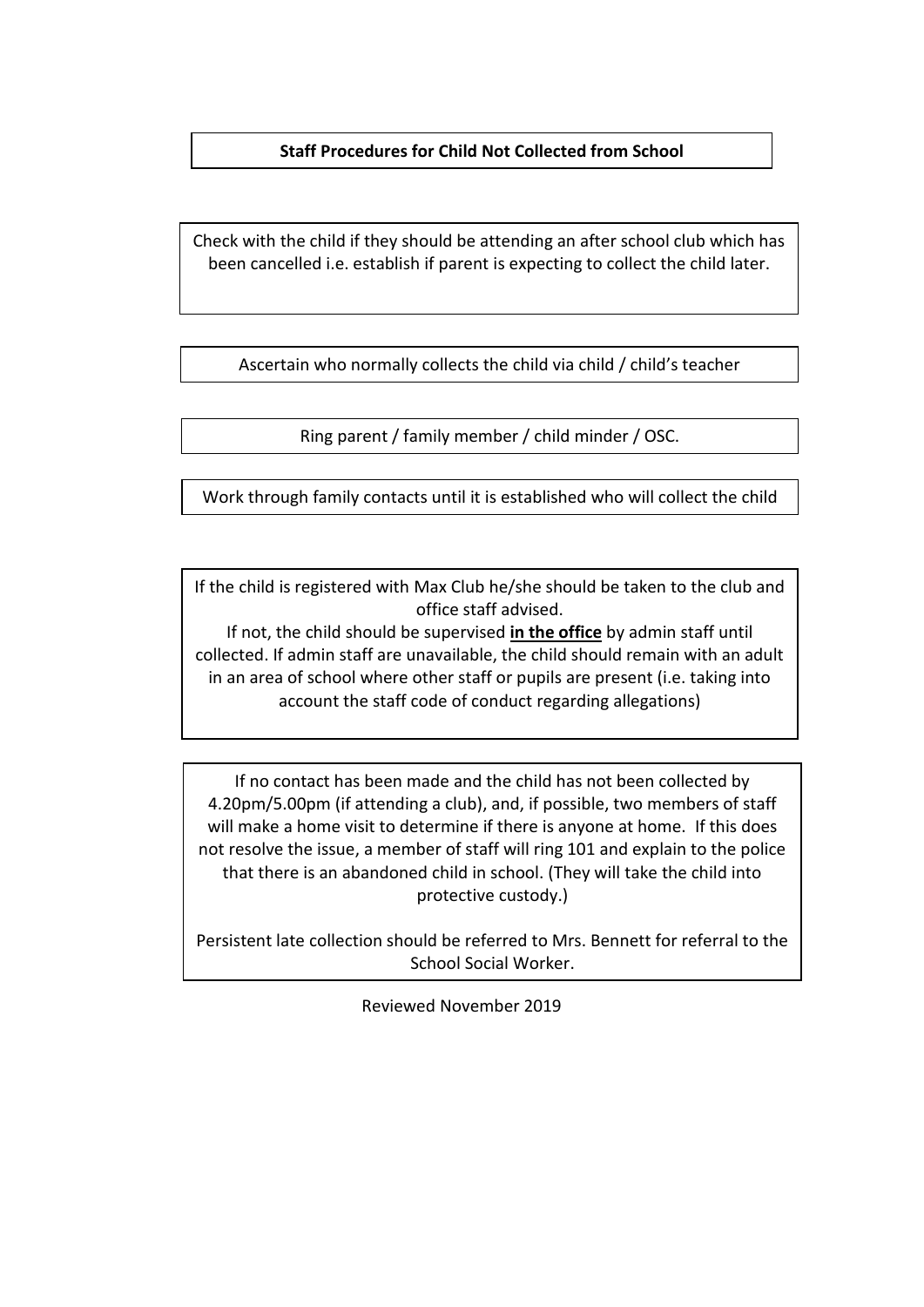**Staff Procedures for Child Not Collected from School**

Check with the child if they should be attending an after school club which has been cancelled i.e. establish if parent is expecting to collect the child later.

Ascertain who normally collects the child via child / child's teacher

Ring parent / family member / child minder / OSC.

Work through family contacts until it is established who will collect the child

If the child is registered with Max Club he/she should be taken to the club and office staff advised.

If not, the child should be supervised **<u>in the office</u>** by admin staff until collected. If admin staff are unavailable, the child should remain with an adult in an area of school where other staff or pupils are present (i.e. taking into account the staff code of conduct regarding allegations)

If no contact has been made and the child has not been collected by 4.20pm/5.00pm (if attending a club), and, if possible, two members of staff will make a home visit to determine if there is anyone at home. If this does not resolve the issue, a member of staff will ring 101 and explain to the police that there is an abandoned child in school. (They will take the child into protective custody.)

Persistent late collection should be referred to Mrs. Bennett for referral to the School Social Worker.

Reviewed November 2019